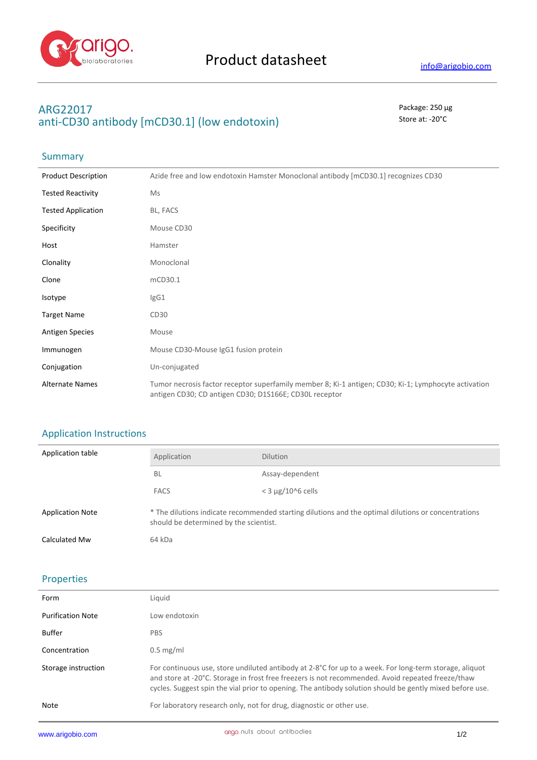# Product datasheet

info@arigobio.com

## ARG22017
## anti-CD30 antibody [mCD30.1] (low endotoxin)

Package: 250 μg
Store at: -20°C

### Summary

| | |
|---|---|
| Product Description | Azide free and low endotoxin Hamster Monoclonal antibody [mCD30.1] recognizes CD30 |
| Tested Reactivity | Ms |
| Tested Application | BL, FACS |
| Specificity | Mouse CD30 |
| Host | Hamster |
| Clonality | Monoclonal |
| Clone | mCD30.1 |
| Isotype | IgG1 |
| Target Name | CD30 |
| Antigen Species | Mouse |
| Immunogen | Mouse CD30-Mouse IgG1 fusion protein |
| Conjugation | Un-conjugated |
| Alternate Names | Tumor necrosis factor receptor superfamily member 8; Ki-1 antigen; CD30; Ki-1; Lymphocyte activation antigen CD30; CD antigen CD30; D1S166E; CD30L receptor |

### Application Instructions

Application table

| Application | Dilution |
|---|---|
| BL | Assay-dependent |
| FACS | < 3 μg/10^6 cells |

| | |
|---|---|
| Application Note | * The dilutions indicate recommended starting dilutions and the optimal dilutions or concentrations should be determined by the scientist. |
| Calculated Mw | 64 kDa |

### Properties

| | |
|---|---|
| Form | Liquid |
| Purification Note | Low endotoxin |
| Buffer | PBS |
| Concentration | 0.5 mg/ml |
| Storage instruction | For continuous use, store undiluted antibody at 2-8°C for up to a week. For long-term storage, aliquot and store at -20°C. Storage in frost free freezers is not recommended. Avoid repeated freeze/thaw cycles. Suggest spin the vial prior to opening. The antibody solution should be gently mixed before use. |
| Note | For laboratory research only, not for drug, diagnostic or other use. |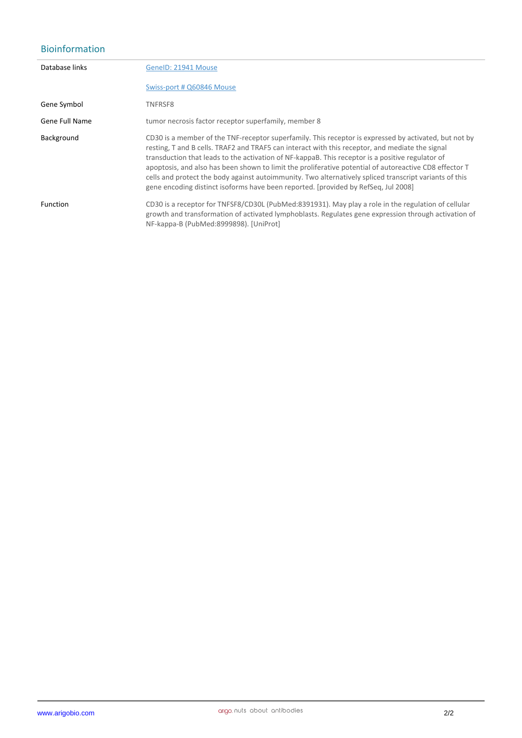## Bioinformation

| | |
|---|---|
| Database links | GeneID: 21941 Mouse |
| | Swiss-port # Q60846 Mouse |
| Gene Symbol | TNFRSF8 |
| Gene Full Name | tumor necrosis factor receptor superfamily, member 8 |
| Background | CD30 is a member of the TNF-receptor superfamily. This receptor is expressed by activated, but not by resting, T and B cells. TRAF2 and TRAF5 can interact with this receptor, and mediate the signal transduction that leads to the activation of NF-kappaB. This receptor is a positive regulator of apoptosis, and also has been shown to limit the proliferative potential of autoreactive CD8 effector T cells and protect the body against autoimmunity. Two alternatively spliced transcript variants of this gene encoding distinct isoforms have been reported. [provided by RefSeq, Jul 2008] |
| Function | CD30 is a receptor for TNFSF8/CD30L (PubMed:8391931). May play a role in the regulation of cellular growth and transformation of activated lymphoblasts. Regulates gene expression through activation of NF-kappa-B (PubMed:8999898). [UniProt] |